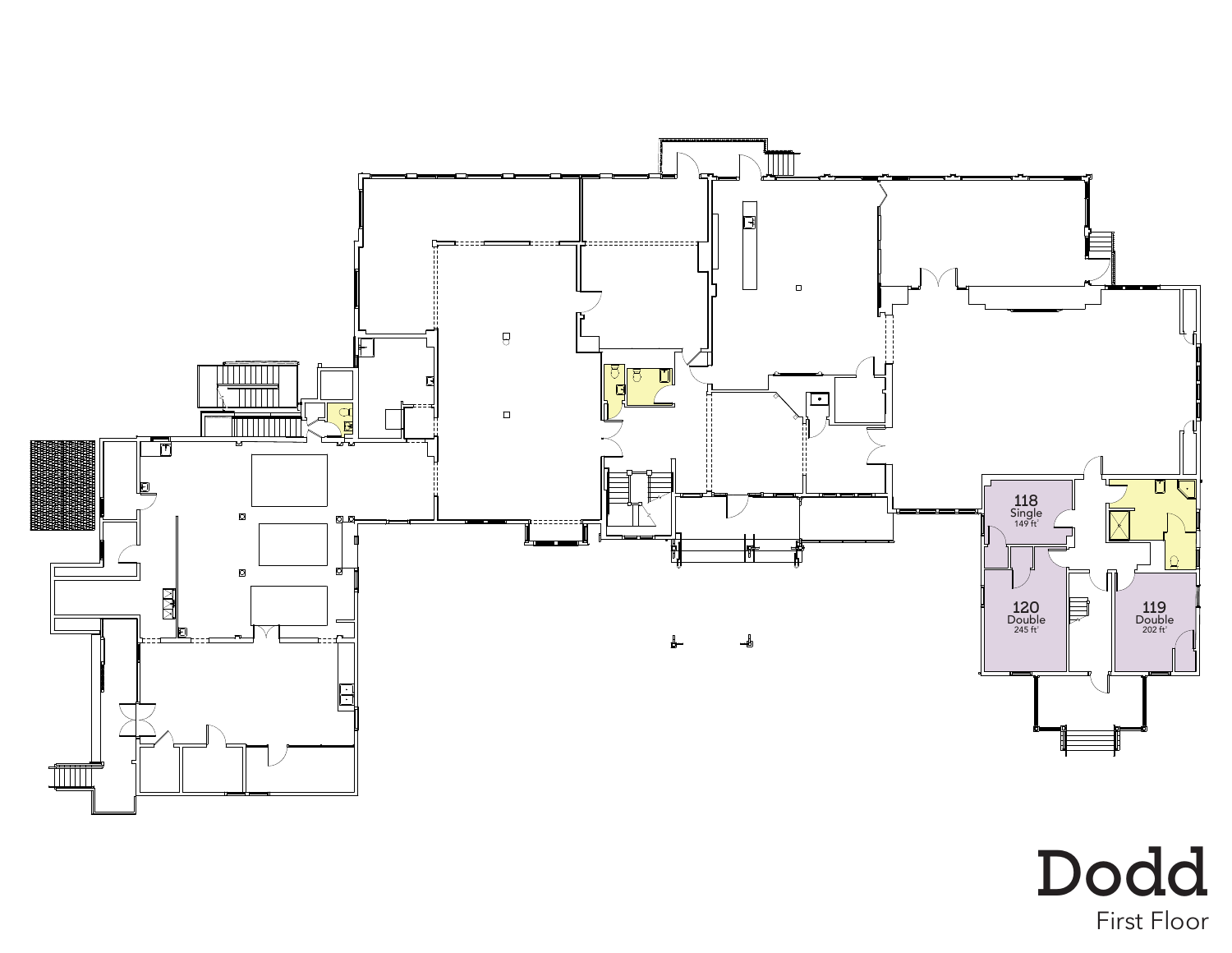118
Single
149 ft²

120
Double
245 ft²

119
Double
202 ft²

# Dodd

First Floor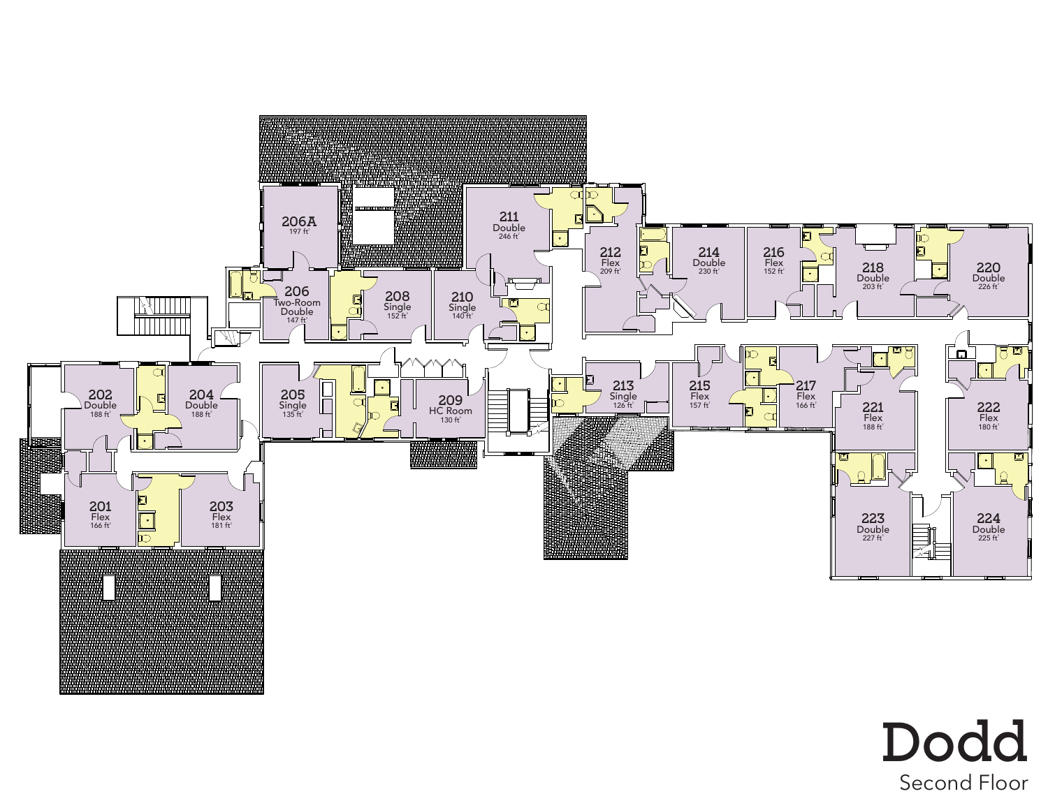# Dodd

## Second Floor

206A
197 ft²

206
Two-Room Double
147 ft²

208
Single
152 ft²

210
Single
140 ft²

211
Double
246 ft²

212
Flex
209 ft²

214
Double
230 ft²

216
Flex
152 ft²

218
Double
203 ft²

220
Double
226 ft²

202
Double
188 ft²

204
Double
188 ft²

205
Single
135 ft²

209
HC Room
130 ft²

213
Single
126 ft²

215
Flex
157 ft²

217
Flex
166 ft²

221
Flex
188 ft²

222
Flex
180 ft²

201
Flex
166 ft²

203
Flex
181 ft²

223
Double
227 ft²

224
Double
225 ft²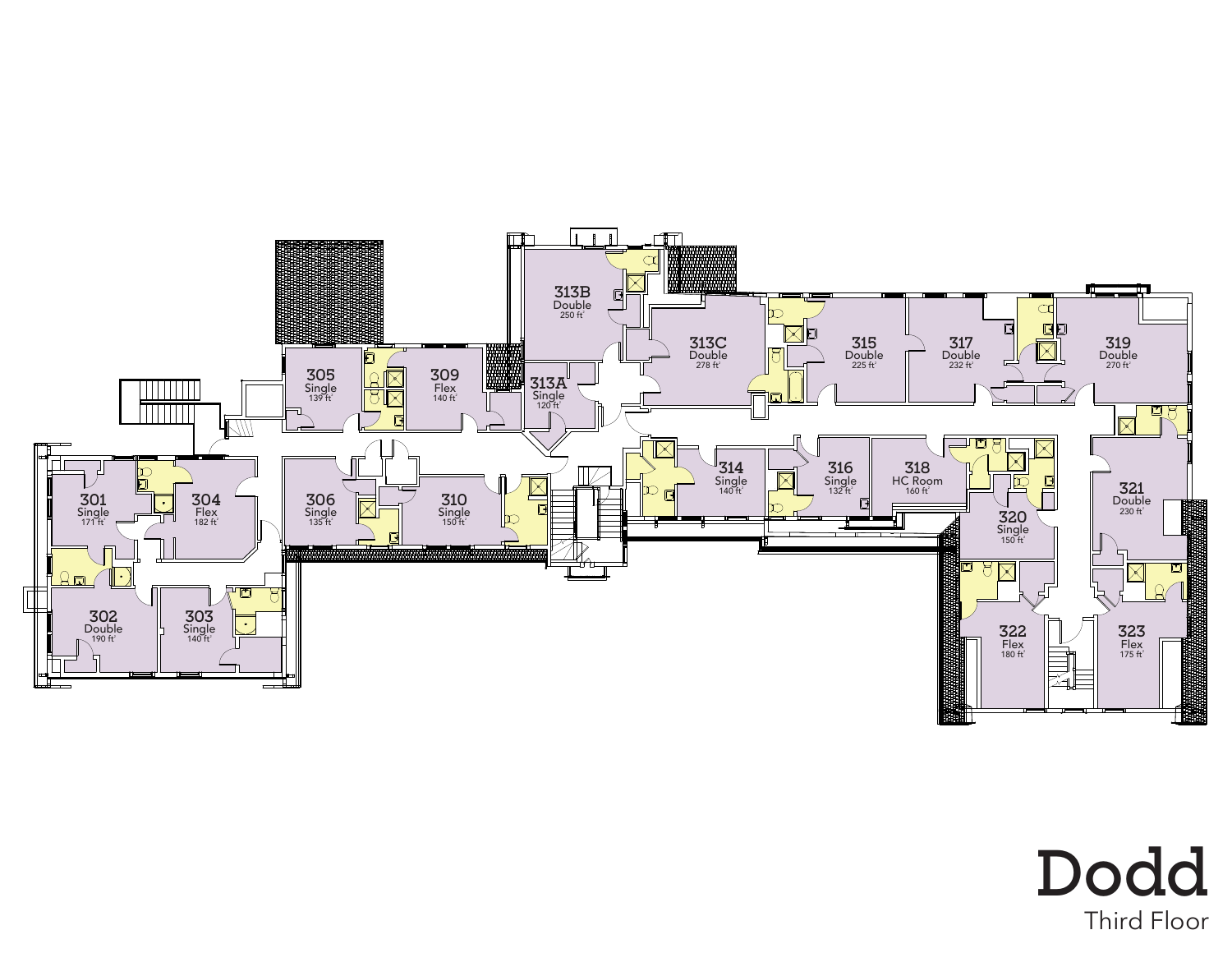# Dodd

Third Floor

301
Single
171 ft²

302
Double
190 ft²

303
Single
140 ft²

304
Flex
182 ft²

305
Single
139 ft²

306
Single
135 ft²

309
Flex
140 ft²

310
Single
150 ft²

313A
Single
120 ft²

313B
Double
250 ft²

313C
Double
278 ft²

314
Single
140 ft²

315
Double
225 ft²

316
Single
132 ft²

317
Double
232 ft²

318
HC Room
160 ft²

319
Double
270 ft²

320
Single
150 ft²

321
Double
230 ft²

322
Flex
180 ft²

323
Flex
175 ft²